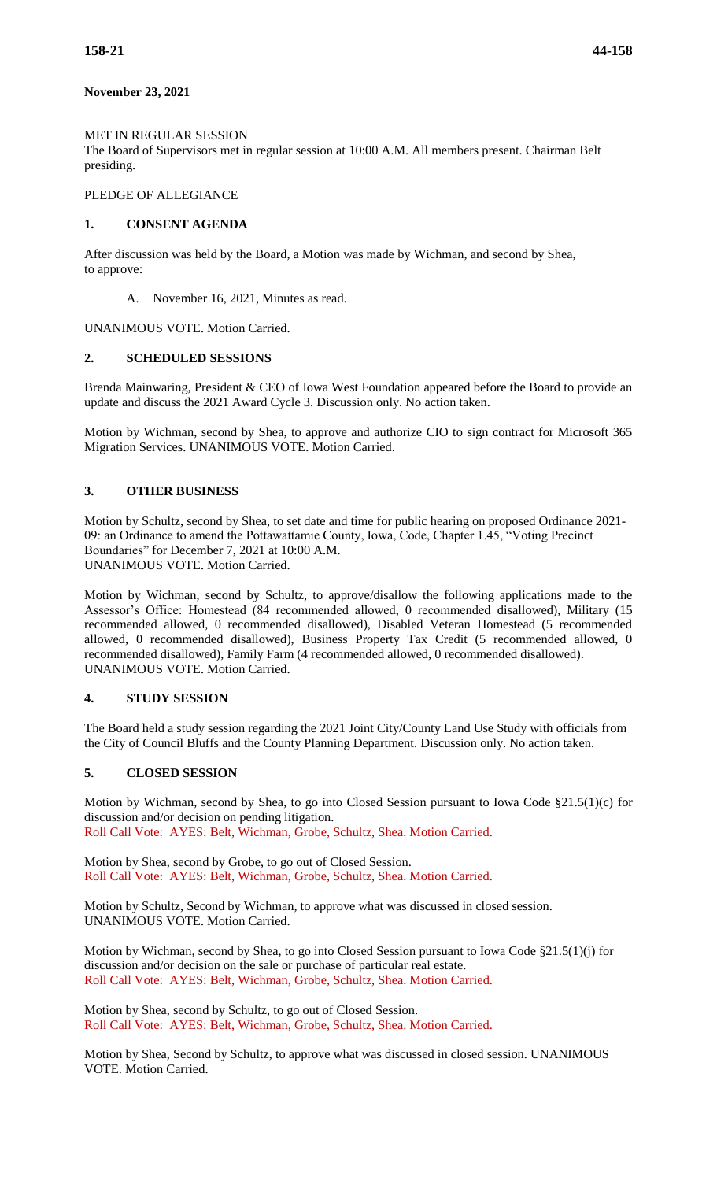**November 23, 2021**

MET IN REGULAR SESSION

The Board of Supervisors met in regular session at 10:00 A.M. All members present. Chairman Belt presiding.

PLEDGE OF ALLEGIANCE

## 1. CONSENT AGENDA

After discussion was held by the Board, a Motion was made by Wichman, and second by Shea, to approve:

A. November 16, 2021, Minutes as read.

UNANIMOUS VOTE. Motion Carried.

## 2. SCHEDULED SESSIONS

Brenda Mainwaring, President & CEO of Iowa West Foundation appeared before the Board to provide an update and discuss the 2021 Award Cycle 3. Discussion only. No action taken.

Motion by Wichman, second by Shea, to approve and authorize CIO to sign contract for Microsoft 365 Migration Services. UNANIMOUS VOTE. Motion Carried.

## 3. OTHER BUSINESS

Motion by Schultz, second by Shea, to set date and time for public hearing on proposed Ordinance 2021-09: an Ordinance to amend the Pottawattamie County, Iowa, Code, Chapter 1.45, "Voting Precinct Boundaries" for December 7, 2021 at 10:00 A.M.
UNANIMOUS VOTE. Motion Carried.

Motion by Wichman, second by Schultz, to approve/disallow the following applications made to the Assessor's Office: Homestead (84 recommended allowed, 0 recommended disallowed), Military (15 recommended allowed, 0 recommended disallowed), Disabled Veteran Homestead (5 recommended allowed, 0 recommended disallowed), Business Property Tax Credit (5 recommended allowed, 0 recommended disallowed), Family Farm (4 recommended allowed, 0 recommended disallowed).
UNANIMOUS VOTE. Motion Carried.

## 4. STUDY SESSION

The Board held a study session regarding the 2021 Joint City/County Land Use Study with officials from the City of Council Bluffs and the County Planning Department. Discussion only. No action taken.

## 5. CLOSED SESSION

Motion by Wichman, second by Shea, to go into Closed Session pursuant to Iowa Code §21.5(1)(c) for discussion and/or decision on pending litigation.
Roll Call Vote: AYES: Belt, Wichman, Grobe, Schultz, Shea. Motion Carried.

Motion by Shea, second by Grobe, to go out of Closed Session.
Roll Call Vote: AYES: Belt, Wichman, Grobe, Schultz, Shea. Motion Carried.

Motion by Schultz, Second by Wichman, to approve what was discussed in closed session.
UNANIMOUS VOTE. Motion Carried.

Motion by Wichman, second by Shea, to go into Closed Session pursuant to Iowa Code §21.5(1)(j) for discussion and/or decision on the sale or purchase of particular real estate.
Roll Call Vote: AYES: Belt, Wichman, Grobe, Schultz, Shea. Motion Carried.

Motion by Shea, second by Schultz, to go out of Closed Session.
Roll Call Vote: AYES: Belt, Wichman, Grobe, Schultz, Shea. Motion Carried.

Motion by Shea, Second by Schultz, to approve what was discussed in closed session. UNANIMOUS VOTE. Motion Carried.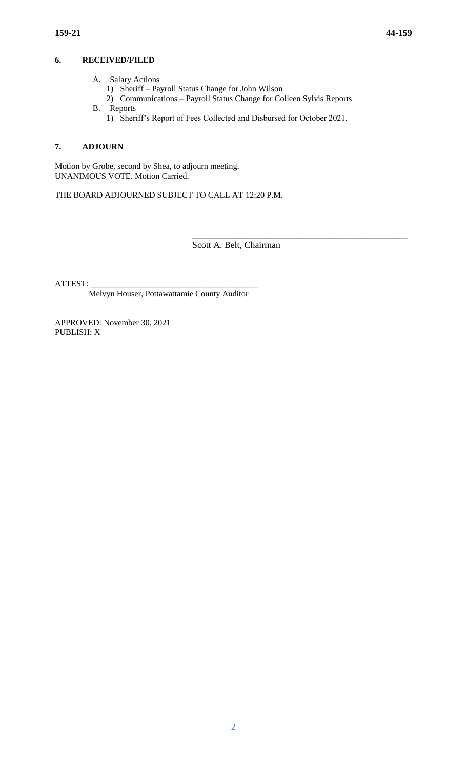**6. RECEIVED/FILED**

- A. Salary Actions
  1) Sheriff – Payroll Status Change for John Wilson
  2) Communications – Payroll Status Change for Colleen Sylvis Reports
- B. Reports
  1) Sheriff's Report of Fees Collected and Disbursed for October 2021.

**7. ADJOURN**

Motion by Grobe, second by Shea, to adjourn meeting.
UNANIMOUS VOTE. Motion Carried.

THE BOARD ADJOURNED SUBJECT TO CALL AT 12:20 P.M.

\_\_\_\_\_\_\_\_\_\_\_\_\_\_\_\_\_\_\_\_\_\_\_\_\_\_\_\_\_\_\_\_\_\_\_\_\_\_\_\_\_\_\_\_\_\_\_\_
Scott A. Belt, Chairman

ATTEST: \_\_\_\_\_\_\_\_\_\_\_\_\_\_\_\_\_\_\_\_\_\_\_\_\_\_\_\_\_\_\_\_\_\_\_\_\_\_
Melvyn Houser, Pottawattamie County Auditor

APPROVED: November 30, 2021
PUBLISH: X